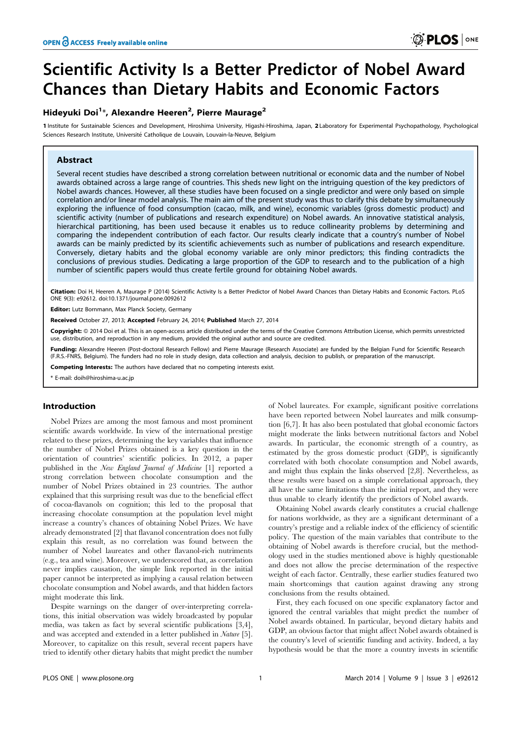# Scientific Activity Is a Better Predictor of Nobel Award Chances than Dietary Habits and Economic Factors

**Hideyuki Doi[1]*, Alexandre Heeren[2], Pierre Maurage[2]**

**1** Institute for Sustainable Sciences and Development, Hiroshima University, Higashi-Hiroshima, Japan, **2** Laboratory for Experimental Psychopathology, Psychological Sciences Research Institute, Université Catholique de Louvain, Louvain-la-Neuve, Belgium

## Abstract

Several recent studies have described a strong correlation between nutritional or economic data and the number of Nobel awards obtained across a large range of countries. This sheds new light on the intriguing question of the key predictors of Nobel awards chances. However, all these studies have been focused on a single predictor and were only based on simple correlation and/or linear model analysis. The main aim of the present study was thus to clarify this debate by simultaneously exploring the influence of food consumption (cacao, milk, and wine), economic variables (gross domestic product) and scientific activity (number of publications and research expenditure) on Nobel awards. An innovative statistical analysis, hierarchical partitioning, has been used because it enables us to reduce collinearity problems by determining and comparing the independent contribution of each factor. Our results clearly indicate that a country's number of Nobel awards can be mainly predicted by its scientific achievements such as number of publications and research expenditure. Conversely, dietary habits and the global economy variable are only minor predictors; this finding contradicts the conclusions of previous studies. Dedicating a large proportion of the GDP to research and to the publication of a high number of scientific papers would thus create fertile ground for obtaining Nobel awards.

**Citation:** Doi H, Heeren A, Maurage P (2014) Scientific Activity Is a Better Predictor of Nobel Award Chances than Dietary Habits and Economic Factors. PLoS ONE 9(3): e92612. doi:10.1371/journal.pone.0092612

**Editor:** Lutz Bornmann, Max Planck Society, Germany

**Received** October 27, 2013; **Accepted** February 24, 2014; **Published** March 27, 2014

**Copyright:** © 2014 Doi et al. This is an open-access article distributed under the terms of the Creative Commons Attribution License, which permits unrestricted use, distribution, and reproduction in any medium, provided the original author and source are credited.

**Funding:** Alexandre Heeren (Post-doctoral Research Fellow) and Pierre Maurage (Research Associate) are funded by the Belgian Fund for Scientific Research (F.R.S.-FNRS, Belgium). The funders had no role in study design, data collection and analysis, decision to publish, or preparation of the manuscript.

**Competing Interests:** The authors have declared that no competing interests exist.

\* E-mail: doih@hiroshima-u.ac.jp

## Introduction

Nobel Prizes are among the most famous and most prominent scientific awards worldwide. In view of the international prestige related to these prizes, determining the key variables that influence the number of Nobel Prizes obtained is a key question in the orientation of countries' scientific policies. In 2012, a paper published in the *New England Journal of Medicine* [1] reported a strong correlation between chocolate consumption and the number of Nobel Prizes obtained in 23 countries. The author explained that this surprising result was due to the beneficial effect of cocoa-flavanols on cognition; this led to the proposal that increasing chocolate consumption at the population level might increase a country's chances of obtaining Nobel Prizes. We have already demonstrated [2] that flavanol concentration does not fully explain this result, as no correlation was found between the number of Nobel laureates and other flavanol-rich nutriments (e.g., tea and wine). Moreover, we underscored that, as correlation never implies causation, the simple link reported in the initial paper cannot be interpreted as implying a causal relation between chocolate consumption and Nobel awards, and that hidden factors might moderate this link.

Despite warnings on the danger of over-interpreting correlations, this initial observation was widely broadcasted by popular media, was taken as fact by several scientific publications [3,4], and was accepted and extended in a letter published in *Nature* [5]. Moreover, to capitalize on this result, several recent papers have tried to identify other dietary habits that might predict the number of Nobel laureates. For example, significant positive correlations have been reported between Nobel laureates and milk consumption [6,7]. It has also been postulated that global economic factors might moderate the links between nutritional factors and Nobel awards. In particular, the economic strength of a country, as estimated by the gross domestic product (GDP), is significantly correlated with both chocolate consumption and Nobel awards, and might thus explain the links observed [2,8]. Nevertheless, as these results were based on a simple correlational approach, they all have the same limitations than the initial report, and they were thus unable to clearly identify the predictors of Nobel awards.

Obtaining Nobel awards clearly constitutes a crucial challenge for nations worldwide, as they are a significant determinant of a country's prestige and a reliable index of the efficiency of scientific policy. The question of the main variables that contribute to the obtaining of Nobel awards is therefore crucial, but the methodology used in the studies mentioned above is highly questionable and does not allow the precise determination of the respective weight of each factor. Centrally, these earlier studies featured two main shortcomings that caution against drawing any strong conclusions from the results obtained.

First, they each focused on one specific explanatory factor and ignored the central variables that might predict the number of Nobel awards obtained. In particular, beyond dietary habits and GDP, an obvious factor that might affect Nobel awards obtained is the country's level of scientific funding and activity. Indeed, a lay hypothesis would be that the more a country invests in scientific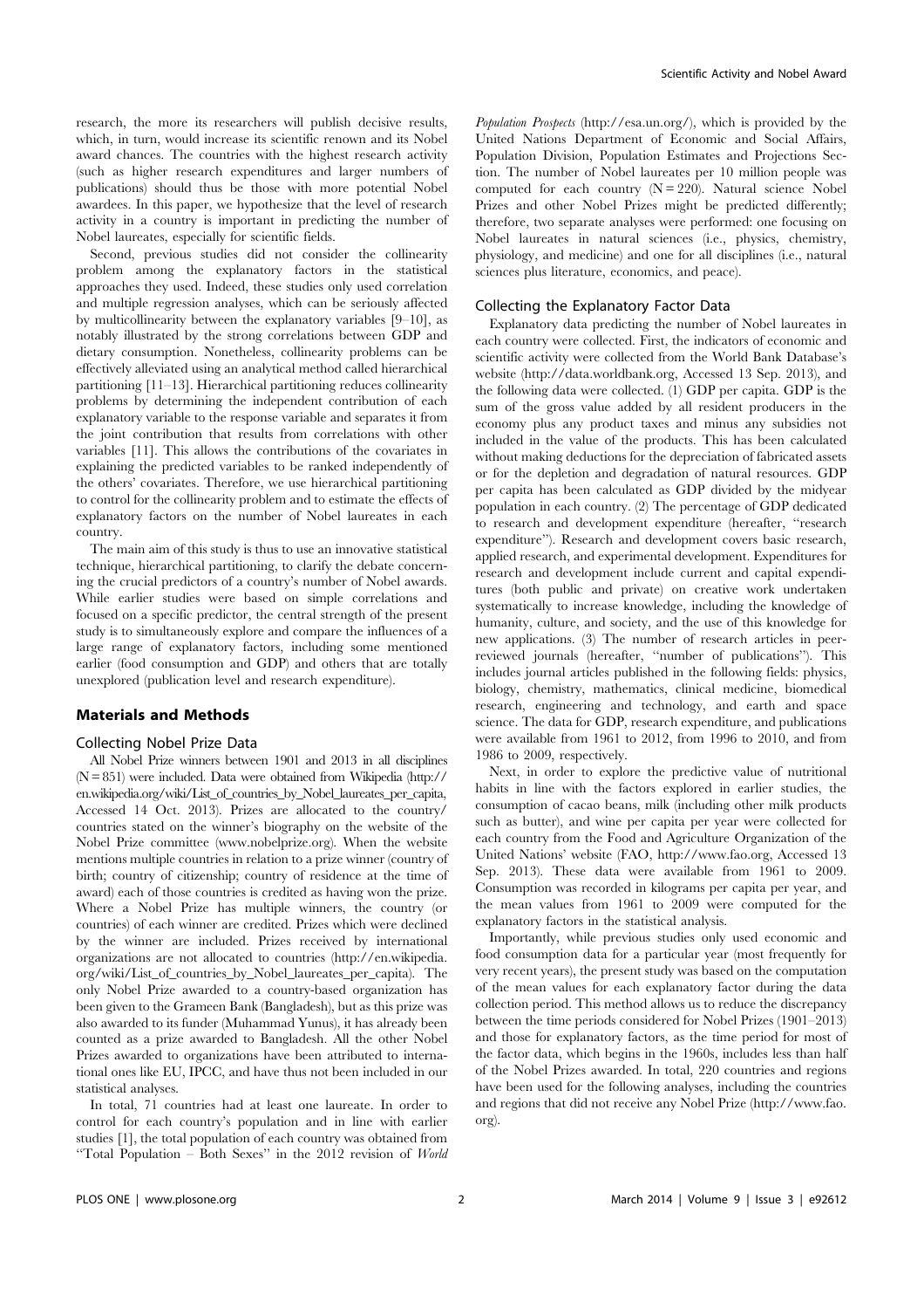research, the more its researchers will publish decisive results, which, in turn, would increase its scientific renown and its Nobel award chances. The countries with the highest research activity (such as higher research expenditures and larger numbers of publications) should thus be those with more potential Nobel awardees. In this paper, we hypothesize that the level of research activity in a country is important in predicting the number of Nobel laureates, especially for scientific fields.

Second, previous studies did not consider the collinearity problem among the explanatory factors in the statistical approaches they used. Indeed, these studies only used correlation and multiple regression analyses, which can be seriously affected by multicollinearity between the explanatory variables [9–10], as notably illustrated by the strong correlations between GDP and dietary consumption. Nonetheless, collinearity problems can be effectively alleviated using an analytical method called hierarchical partitioning [11–13]. Hierarchical partitioning reduces collinearity problems by determining the independent contribution of each explanatory variable to the response variable and separates it from the joint contribution that results from correlations with other variables [11]. This allows the contributions of the covariates in explaining the predicted variables to be ranked independently of the others' covariates. Therefore, we use hierarchical partitioning to control for the collinearity problem and to estimate the effects of explanatory factors on the number of Nobel laureates in each country.

The main aim of this study is thus to use an innovative statistical technique, hierarchical partitioning, to clarify the debate concerning the crucial predictors of a country's number of Nobel awards. While earlier studies were based on simple correlations and focused on a specific predictor, the central strength of the present study is to simultaneously explore and compare the influences of a large range of explanatory factors, including some mentioned earlier (food consumption and GDP) and others that are totally unexplored (publication level and research expenditure).

## Materials and Methods

### Collecting Nobel Prize Data

All Nobel Prize winners between 1901 and 2013 in all disciplines (N = 851) were included. Data were obtained from Wikipedia (http://en.wikipedia.org/wiki/List_of_countries_by_Nobel_laureates_per_capita, Accessed 14 Oct. 2013). Prizes are allocated to the country/countries stated on the winner's biography on the website of the Nobel Prize committee (www.nobelprize.org). When the website mentions multiple countries in relation to a prize winner (country of birth; country of citizenship; country of residence at the time of award) each of those countries is credited as having won the prize. Where a Nobel Prize has multiple winners, the country (or countries) of each winner are credited. Prizes which were declined by the winner are included. Prizes received by international organizations are not allocated to countries (http://en.wikipedia.org/wiki/List_of_countries_by_Nobel_laureates_per_capita). The only Nobel Prize awarded to a country-based organization has been given to the Grameen Bank (Bangladesh), but as this prize was also awarded to its funder (Muhammad Yunus), it has already been counted as a prize awarded to Bangladesh. All the other Nobel Prizes awarded to organizations have been attributed to international ones like EU, IPCC, and have thus not been included in our statistical analyses.

In total, 71 countries had at least one laureate. In order to control for each country's population and in line with earlier studies [1], the total population of each country was obtained from "Total Population – Both Sexes" in the 2012 revision of *World Population Prospects* (http://esa.un.org/), which is provided by the United Nations Department of Economic and Social Affairs, Population Division, Population Estimates and Projections Section. The number of Nobel laureates per 10 million people was computed for each country (N = 220). Natural science Nobel Prizes and other Nobel Prizes might be predicted differently; therefore, two separate analyses were performed: one focusing on Nobel laureates in natural sciences (i.e., physics, chemistry, physiology, and medicine) and one for all disciplines (i.e., natural sciences plus literature, economics, and peace).

### Collecting the Explanatory Factor Data

Explanatory data predicting the number of Nobel laureates in each country were collected. First, the indicators of economic and scientific activity were collected from the World Bank Database's website (http://data.worldbank.org, Accessed 13 Sep. 2013), and the following data were collected. (1) GDP per capita. GDP is the sum of the gross value added by all resident producers in the economy plus any product taxes and minus any subsidies not included in the value of the products. This has been calculated without making deductions for the depreciation of fabricated assets or for the depletion and degradation of natural resources. GDP per capita has been calculated as GDP divided by the midyear population in each country. (2) The percentage of GDP dedicated to research and development expenditure (hereafter, "research expenditure"). Research and development covers basic research, applied research, and experimental development. Expenditures for research and development include current and capital expenditures (both public and private) on creative work undertaken systematically to increase knowledge, including the knowledge of humanity, culture, and society, and the use of this knowledge for new applications. (3) The number of research articles in peer-reviewed journals (hereafter, "number of publications"). This includes journal articles published in the following fields: physics, biology, chemistry, mathematics, clinical medicine, biomedical research, engineering and technology, and earth and space science. The data for GDP, research expenditure, and publications were available from 1961 to 2012, from 1996 to 2010, and from 1986 to 2009, respectively.

Next, in order to explore the predictive value of nutritional habits in line with the factors explored in earlier studies, the consumption of cacao beans, milk (including other milk products such as butter), and wine per capita per year were collected for each country from the Food and Agriculture Organization of the United Nations' website (FAO, http://www.fao.org, Accessed 13 Sep. 2013). These data were available from 1961 to 2009. Consumption was recorded in kilograms per capita per year, and the mean values from 1961 to 2009 were computed for the explanatory factors in the statistical analysis.

Importantly, while previous studies only used economic and food consumption data for a particular year (most frequently for very recent years), the present study was based on the computation of the mean values for each explanatory factor during the data collection period. This method allows us to reduce the discrepancy between the time periods considered for Nobel Prizes (1901–2013) and those for explanatory factors, as the time period for most of the factor data, which begins in the 1960s, includes less than half of the Nobel Prizes awarded. In total, 220 countries and regions have been used for the following analyses, including the countries and regions that did not receive any Nobel Prize (http://www.fao.org).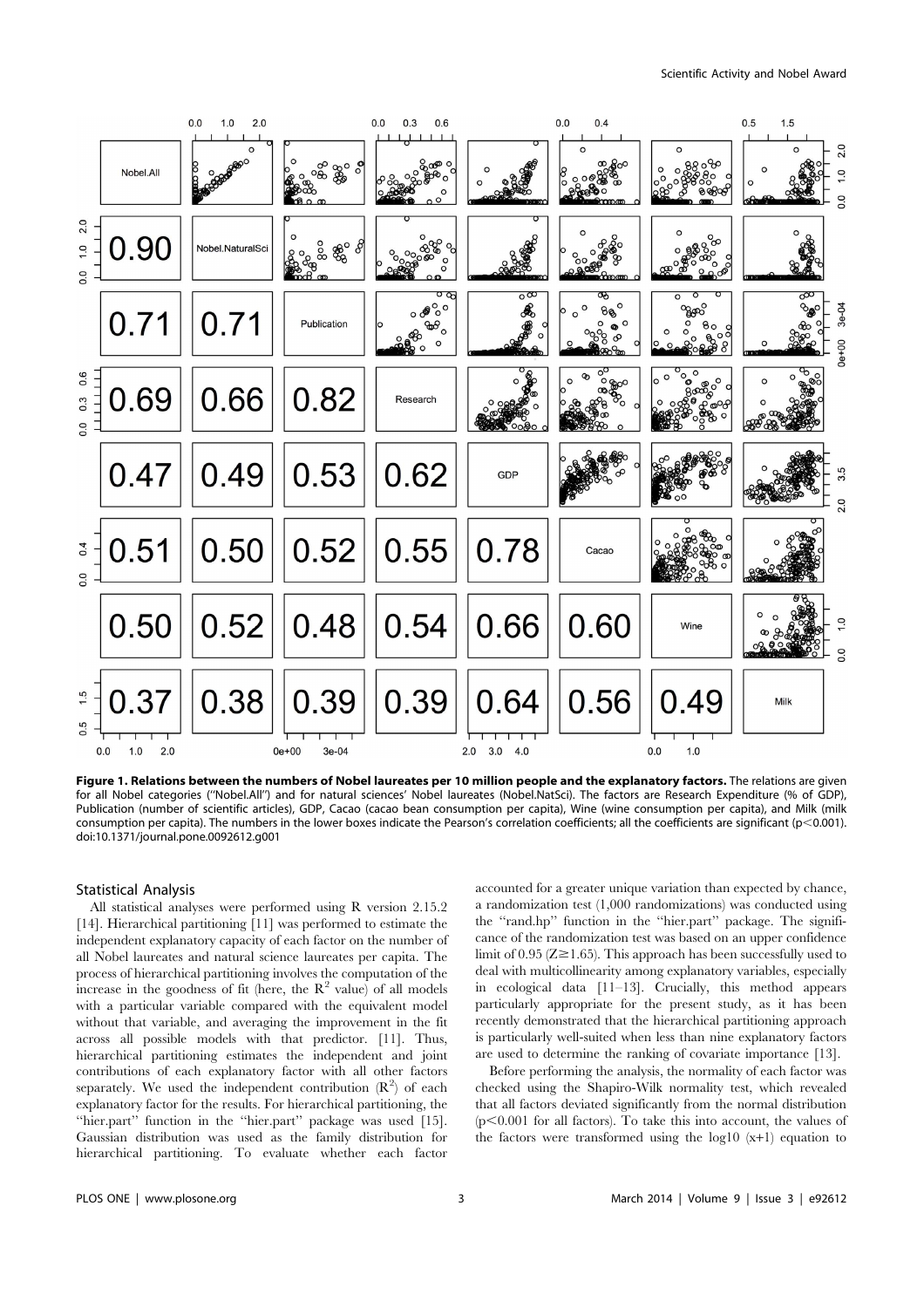**Figure 1. Relations between the numbers of Nobel laureates per 10 million people and the explanatory factors.** The relations are given for all Nobel categories ("Nobel.All") and for natural sciences' Nobel laureates (Nobel.NatSci). The factors are Research Expenditure (% of GDP), Publication (number of scientific articles), GDP, Cacao (cacao bean consumption per capita), Wine (wine consumption per capita), and Milk (milk consumption per capita). The numbers in the lower boxes indicate the Pearson's correlation coefficients; all the coefficients are significant ($p<0.001$).
doi:10.1371/journal.pone.0092612.g001

### Statistical Analysis

All statistical analyses were performed using R version 2.15.2 [14]. Hierarchical partitioning [11] was performed to estimate the independent explanatory capacity of each factor on the number of all Nobel laureates and natural science laureates per capita. The process of hierarchical partitioning involves the computation of the increase in the goodness of fit (here, the $R^2$ value) of all models with a particular variable compared with the equivalent model without that variable, and averaging the improvement in the fit across all possible models with that predictor. [11]. Thus, hierarchical partitioning estimates the independent and joint contributions of each explanatory factor with all other factors separately. We used the independent contribution ($R^2$) of each explanatory factor for the results. For hierarchical partitioning, the "hier.part" function in the "hier.part" package was used [15]. Gaussian distribution was used as the family distribution for hierarchical partitioning. To evaluate whether each factor accounted for a greater unique variation than expected by chance, a randomization test (1,000 randomizations) was conducted using the "rand.hp" function in the "hier.part" package. The significance of the randomization test was based on an upper confidence limit of 0.95 ($Z \geq 1.65$). This approach has been successfully used to deal with multicollinearity among explanatory variables, especially in ecological data [11–13]. Crucially, this method appears particularly appropriate for the present study, as it has been recently demonstrated that the hierarchical partitioning approach is particularly well-suited when less than nine explanatory factors are used to determine the ranking of covariate importance [13].

Before performing the analysis, the normality of each factor was checked using the Shapiro-Wilk normality test, which revealed that all factors deviated significantly from the normal distribution ($p<0.001$ for all factors). To take this into account, the values of the factors were transformed using the log10 (x+1) equation to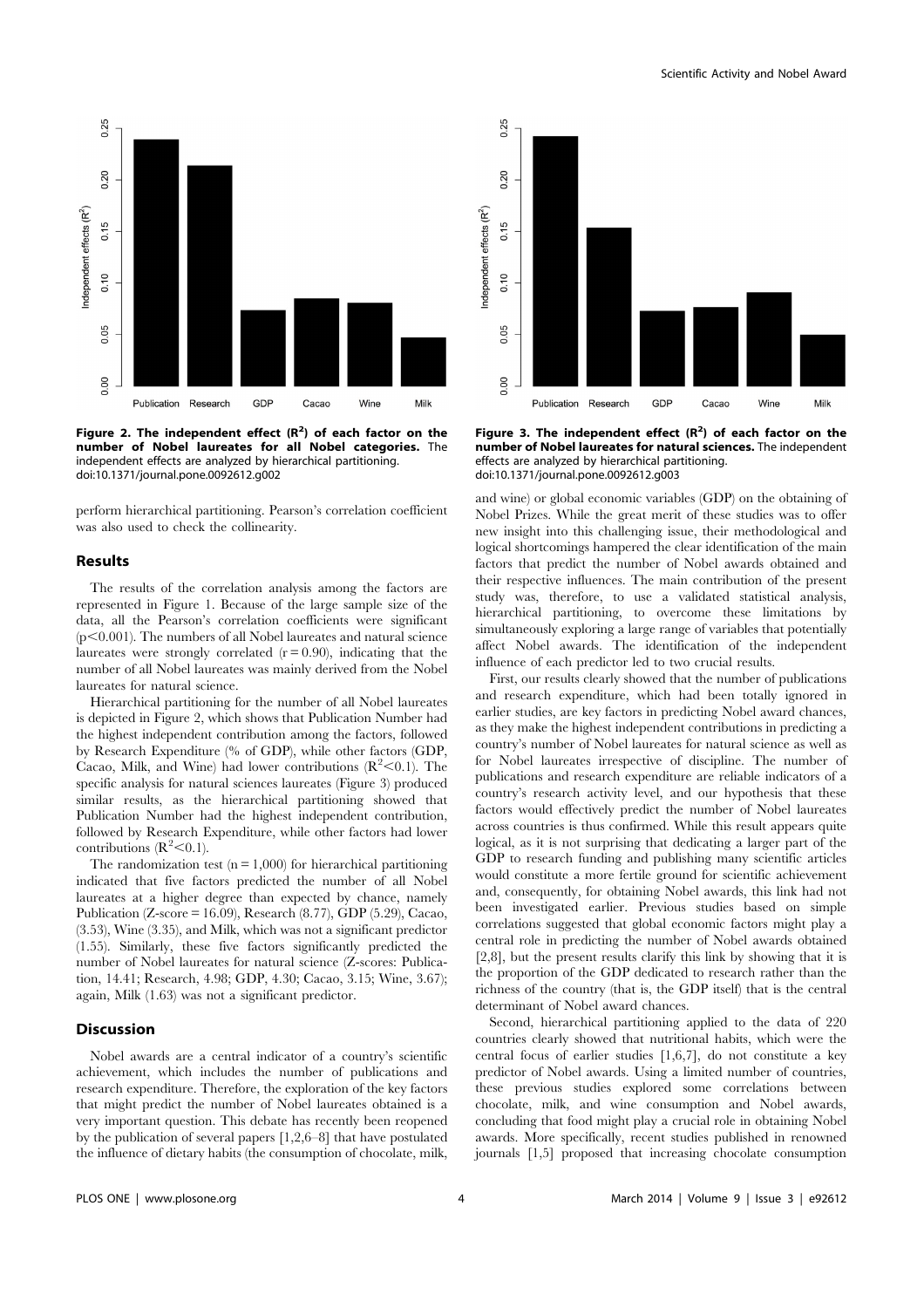Figure 2. The independent effect ($R^2$) of each factor on the number of Nobel laureates for all Nobel categories. The independent effects are analyzed by hierarchical partitioning.
doi:10.1371/journal.pone.0092612.g002

Figure 3. The independent effect ($R^2$) of each factor on the number of Nobel laureates for natural sciences. The independent effects are analyzed by hierarchical partitioning.
doi:10.1371/journal.pone.0092612.g003

perform hierarchical partitioning. Pearson's correlation coefficient was also used to check the collinearity.

## Results

The results of the correlation analysis among the factors are represented in Figure 1. Because of the large sample size of the data, all the Pearson's correlation coefficients were significant ($p<0.001$). The numbers of all Nobel laureates and natural science laureates were strongly correlated ($r = 0.90$), indicating that the number of all Nobel laureates was mainly derived from the Nobel laureates for natural science.

Hierarchical partitioning for the number of all Nobel laureates is depicted in Figure 2, which shows that Publication Number had the highest independent contribution among the factors, followed by Research Expenditure (% of GDP), while other factors (GDP, Cacao, Milk, and Wine) had lower contributions ($R^2<0.1$). The specific analysis for natural sciences laureates (Figure 3) produced similar results, as the hierarchical partitioning showed that Publication Number had the highest independent contribution, followed by Research Expenditure, while other factors had lower contributions ($R^2<0.1$).

The randomization test ($n = 1,000$) for hierarchical partitioning indicated that five factors predicted the number of all Nobel laureates at a higher degree than expected by chance, namely Publication (Z-score = 16.09), Research (8.77), GDP (5.29), Cacao, (3.53), Wine (3.35), and Milk, which was not a significant predictor (1.55). Similarly, these five factors significantly predicted the number of Nobel laureates for natural science (Z-scores: Publication, 14.41; Research, 4.98; GDP, 4.30; Cacao, 3.15; Wine, 3.67); again, Milk (1.63) was not a significant predictor.

## Discussion

Nobel awards are a central indicator of a country's scientific achievement, which includes the number of publications and research expenditure. Therefore, the exploration of the key factors that might predict the number of Nobel laureates obtained is a very important question. This debate has recently been reopened by the publication of several papers [1,2,6–8] that have postulated the influence of dietary habits (the consumption of chocolate, milk, and wine) or global economic variables (GDP) on the obtaining of Nobel Prizes. While the great merit of these studies was to offer new insight into this challenging issue, their methodological and logical shortcomings hampered the clear identification of the main factors that predict the number of Nobel awards obtained and their respective influences. The main contribution of the present study was, therefore, to use a validated statistical analysis, hierarchical partitioning, to overcome these limitations by simultaneously exploring a large range of variables that potentially affect Nobel awards. The identification of the independent influence of each predictor led to two crucial results.

First, our results clearly showed that the number of publications and research expenditure, which had been totally ignored in earlier studies, are key factors in predicting Nobel award chances, as they make the highest independent contributions in predicting a country's number of Nobel laureates for natural science as well as for Nobel laureates irrespective of discipline. The number of publications and research expenditure are reliable indicators of a country's research activity level, and our hypothesis that these factors would effectively predict the number of Nobel laureates across countries is thus confirmed. While this result appears quite logical, as it is not surprising that dedicating a larger part of the GDP to research funding and publishing many scientific articles would constitute a more fertile ground for scientific achievement and, consequently, for obtaining Nobel awards, this link had not been investigated earlier. Previous studies based on simple correlations suggested that global economic factors might play a central role in predicting the number of Nobel awards obtained [2,8], but the present results clarify this link by showing that it is the proportion of the GDP dedicated to research rather than the richness of the country (that is, the GDP itself) that is the central determinant of Nobel award chances.

Second, hierarchical partitioning applied to the data of 220 countries clearly showed that nutritional habits, which were the central focus of earlier studies [1,6,7], do not constitute a key predictor of Nobel awards. Using a limited number of countries, these previous studies explored some correlations between chocolate, milk, and wine consumption and Nobel awards, concluding that food might play a crucial role in obtaining Nobel awards. More specifically, recent studies published in renowned journals [1,5] proposed that increasing chocolate consumption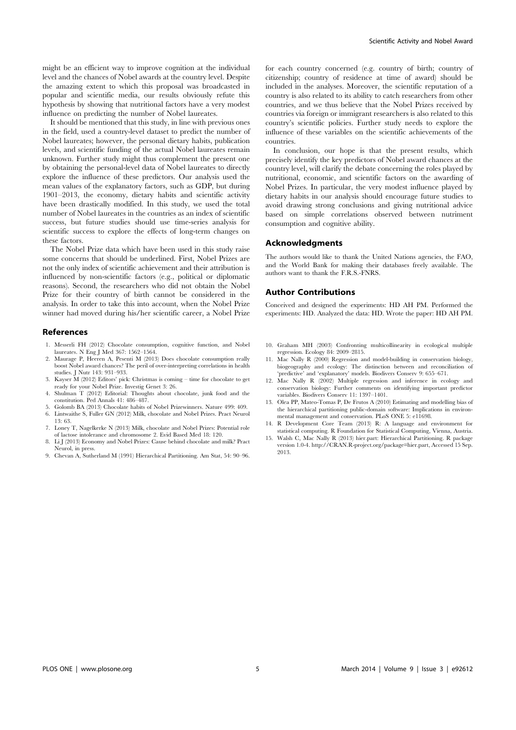might be an efficient way to improve cognition at the individual level and the chances of Nobel awards at the country level. Despite the amazing extent to which this proposal was broadcasted in popular and scientific media, our results obviously refute this hypothesis by showing that nutritional factors have a very modest influence on predicting the number of Nobel laureates.

It should be mentioned that this study, in line with previous ones in the field, used a country-level dataset to predict the number of Nobel laureates; however, the personal dietary habits, publication levels, and scientific funding of the actual Nobel laureates remain unknown. Further study might thus complement the present one by obtaining the personal-level data of Nobel laureates to directly explore the influence of these predictors. Our analysis used the mean values of the explanatory factors, such as GDP, but during 1901–2013, the economy, dietary habits and scientific activity have been drastically modified. In this study, we used the total number of Nobel laureates in the countries as an index of scientific success, but future studies should use time-series analysis for scientific success to explore the effects of long-term changes on these factors.

The Nobel Prize data which have been used in this study raise some concerns that should be underlined. First, Nobel Prizes are not the only index of scientific achievement and their attribution is influenced by non-scientific factors (e.g., political or diplomatic reasons). Second, the researchers who did not obtain the Nobel Prize for their country of birth cannot be considered in the analysis. In order to take this into account, when the Nobel Prize winner had moved during his/her scientific career, a Nobel Prize for each country concerned (e.g. country of birth; country of citizenship; country of residence at time of award) should be included in the analyses. Moreover, the scientific reputation of a country is also related to its ability to catch researchers from other countries, and we thus believe that the Nobel Prizes received by countries via foreign or immigrant researchers is also related to this country's scientific policies. Further study needs to explore the influence of these variables on the scientific achievements of the countries.

In conclusion, our hope is that the present results, which precisely identify the key predictors of Nobel award chances at the country level, will clarify the debate concerning the roles played by nutritional, economic, and scientific factors on the awarding of Nobel Prizes. In particular, the very modest influence played by dietary habits in our analysis should encourage future studies to avoid drawing strong conclusions and giving nutritional advice based on simple correlations observed between nutriment consumption and cognitive ability.

## Acknowledgments

The authors would like to thank the United Nations agencies, the FAO, and the World Bank for making their databases freely available. The authors want to thank the F.R.S.-FNRS.

## Author Contributions

Conceived and designed the experiments: HD AH PM. Performed the experiments: HD. Analyzed the data: HD. Wrote the paper: HD AH PM.

## References

1. Messerli FH (2012) Chocolate consumption, cognitive function, and Nobel laureates. N Eng J Med 367: 1562–1564.
2. Maurage P, Heeren A, Pesenti M (2013) Does chocolate consumption really boost Nobel award chances? The peril of over-interpreting correlations in health studies. J Nutr 143: 931–933.
3. Kayser M (2012) Editors' pick: Christmas is coming – time for chocolate to get ready for your Nobel Prize. Investig Genet 3: 26.
4. Shulman T (2012) Editorial: Thoughts about chocolate, junk food and the constitution. Ped Annals 41: 486–487.
5. Golomb BA (2013) Chocolate habits of Nobel Prizewinners. Nature 499: 409.
6. Lintwaithe S, Fuller GN (2012) Milk, chocolate and Nobel Prizes. Pract Neurol 13: 63.
7. Loney T, Nagelkerke N (2013) Milk, chocolate and Nobel Prizes: Potential role of lactose intolerance and chromosome 2. Evid Based Med 18: 120.
8. Li J (2013) Economy and Nobel Prizes: Cause behind chocolate and milk? Pract Neurol, in press.
9. Chevan A, Sutherland M (1991) Hierarchical Partitioning. Am Stat, 54: 90–96.
10. Graham MH (2003) Confronting multicollinearity in ecological multiple regression. Ecology 84: 2009–2815.
11. Mac Nally R (2000) Regression and model-building in conservation biology, biogeography and ecology: The distinction between and reconciliation of 'predictive' and 'explanatory' models. Biodivers Conserv 9: 655–671.
12. Mac Nally R (2002) Multiple regression and inference in ecology and conservation biology: Further comments on identifying important predictor variables. Biodivers Conserv 11: 1397–1401.
13. Olea PP, Mateo-Tomas P, De Frutos A (2010) Estimating and modelling bias of the hierarchical partitioning public-domain software: Implications in environmental management and conservation. PLoS ONE 5: e11698.
14. R Development Core Team (2013) R: A language and environment for statistical computing. R Foundation for Statistical Computing, Vienna, Austria.
15. Walsh C, Mac Nally R (2013) hier.part: Hierarchical Partitioning. R package version 1.0-4. http://CRAN.R-project.org/package=hier.part, Accessed 15 Sep. 2013.